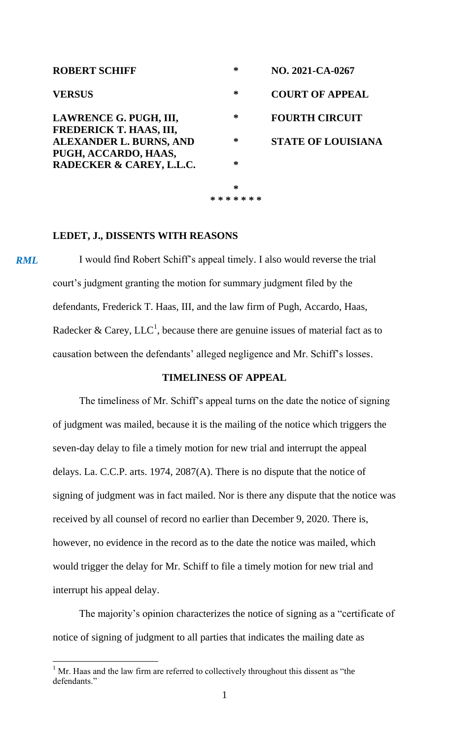| | | |
|---|---|---|
| **ROBERT SCHIFF** | * | **NO. 2021-CA-0267** |
| **VERSUS** | * | **COURT OF APPEAL** |
| **LAWRENCE G. PUGH, III, FREDERICK T. HAAS, III,** | * | **FOURTH CIRCUIT** |
| **ALEXANDER L. BURNS, AND PUGH, ACCARDO, HAAS,** | * | **STATE OF LOUISIANA** |
| **RADECKER & CAREY, L.L.C.** | * | |
| | * | |

*******

**LEDET, J., DISSENTS WITH REASONS**

*RML*

I would find Robert Schiff's appeal timely. I also would reverse the trial court's judgment granting the motion for summary judgment filed by the defendants, Frederick T. Haas, III, and the law firm of Pugh, Accardo, Haas, Radecker & Carey, LLC[1], because there are genuine issues of material fact as to causation between the defendants' alleged negligence and Mr. Schiff's losses.

**TIMELINESS OF APPEAL**

The timeliness of Mr. Schiff's appeal turns on the date the notice of signing of judgment was mailed, because it is the mailing of the notice which triggers the seven-day delay to file a timely motion for new trial and interrupt the appeal delays. La. C.C.P. arts. 1974, 2087(A). There is no dispute that the notice of signing of judgment was in fact mailed. Nor is there any dispute that the notice was received by all counsel of record no earlier than December 9, 2020. There is, however, no evidence in the record as to the date the notice was mailed, which would trigger the delay for Mr. Schiff to file a timely motion for new trial and interrupt his appeal delay.

The majority's opinion characterizes the notice of signing as a "certificate of notice of signing of judgment to all parties that indicates the mailing date as

[1] Mr. Haas and the law firm are referred to collectively throughout this dissent as "the defendants."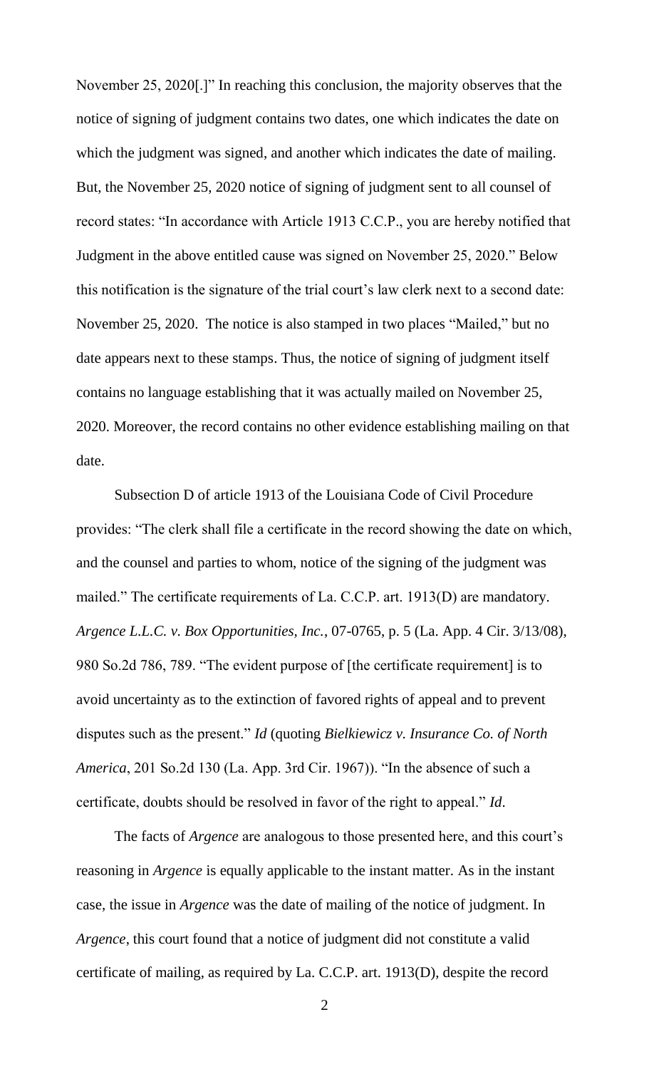November 25, 2020[.]" In reaching this conclusion, the majority observes that the notice of signing of judgment contains two dates, one which indicates the date on which the judgment was signed, and another which indicates the date of mailing. But, the November 25, 2020 notice of signing of judgment sent to all counsel of record states: "In accordance with Article 1913 C.C.P., you are hereby notified that Judgment in the above entitled cause was signed on November 25, 2020." Below this notification is the signature of the trial court's law clerk next to a second date: November 25, 2020. The notice is also stamped in two places "Mailed," but no date appears next to these stamps. Thus, the notice of signing of judgment itself contains no language establishing that it was actually mailed on November 25, 2020. Moreover, the record contains no other evidence establishing mailing on that date.

Subsection D of article 1913 of the Louisiana Code of Civil Procedure provides: "The clerk shall file a certificate in the record showing the date on which, and the counsel and parties to whom, notice of the signing of the judgment was mailed." The certificate requirements of La. C.C.P. art. 1913(D) are mandatory. *Argence L.L.C. v. Box Opportunities, Inc.*, 07-0765, p. 5 (La. App. 4 Cir. 3/13/08), 980 So.2d 786, 789. "The evident purpose of [the certificate requirement] is to avoid uncertainty as to the extinction of favored rights of appeal and to prevent disputes such as the present." *Id* (quoting *Bielkiewicz v. Insurance Co. of North America*, 201 So.2d 130 (La. App. 3rd Cir. 1967)). "In the absence of such a certificate, doubts should be resolved in favor of the right to appeal." *Id*.

The facts of *Argence* are analogous to those presented here, and this court's reasoning in *Argence* is equally applicable to the instant matter. As in the instant case, the issue in *Argence* was the date of mailing of the notice of judgment. In *Argence*, this court found that a notice of judgment did not constitute a valid certificate of mailing, as required by La. C.C.P. art. 1913(D), despite the record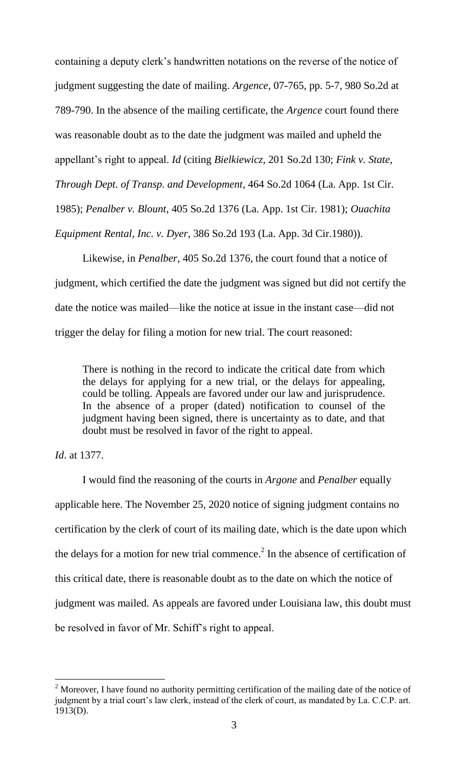containing a deputy clerk's handwritten notations on the reverse of the notice of judgment suggesting the date of mailing. *Argence*, 07-765, pp. 5-7, 980 So.2d at 789-790. In the absence of the mailing certificate, the *Argence* court found there was reasonable doubt as to the date the judgment was mailed and upheld the appellant's right to appeal. *Id* (citing *Bielkiewicz*, 201 So.2d 130; *Fink v. State, Through Dept. of Transp. and Development*, 464 So.2d 1064 (La. App. 1st Cir. 1985); *Penalber v. Blount*, 405 So.2d 1376 (La. App. 1st Cir. 1981); *Ouachita Equipment Rental, Inc. v. Dyer*, 386 So.2d 193 (La. App. 3d Cir.1980)).

Likewise, in *Penalber*, 405 So.2d 1376, the court found that a notice of judgment, which certified the date the judgment was signed but did not certify the date the notice was mailed—like the notice at issue in the instant case—did not trigger the delay for filing a motion for new trial. The court reasoned:

> There is nothing in the record to indicate the critical date from which the delays for applying for a new trial, or the delays for appealing, could be tolling. Appeals are favored under our law and jurisprudence. In the absence of a proper (dated) notification to counsel of the judgment having been signed, there is uncertainty as to date, and that doubt must be resolved in favor of the right to appeal.

*Id*. at 1377.

I would find the reasoning of the courts in *Argone* and *Penalber* equally applicable here. The November 25, 2020 notice of signing judgment contains no certification by the clerk of court of its mailing date, which is the date upon which the delays for a motion for new trial commence.[2] In the absence of certification of this critical date, there is reasonable doubt as to the date on which the notice of judgment was mailed. As appeals are favored under Louisiana law, this doubt must be resolved in favor of Mr. Schiff's right to appeal.

---

[2] Moreover, I have found no authority permitting certification of the mailing date of the notice of judgment by a trial court's law clerk, instead of the clerk of court, as mandated by La. C.C.P. art. 1913(D).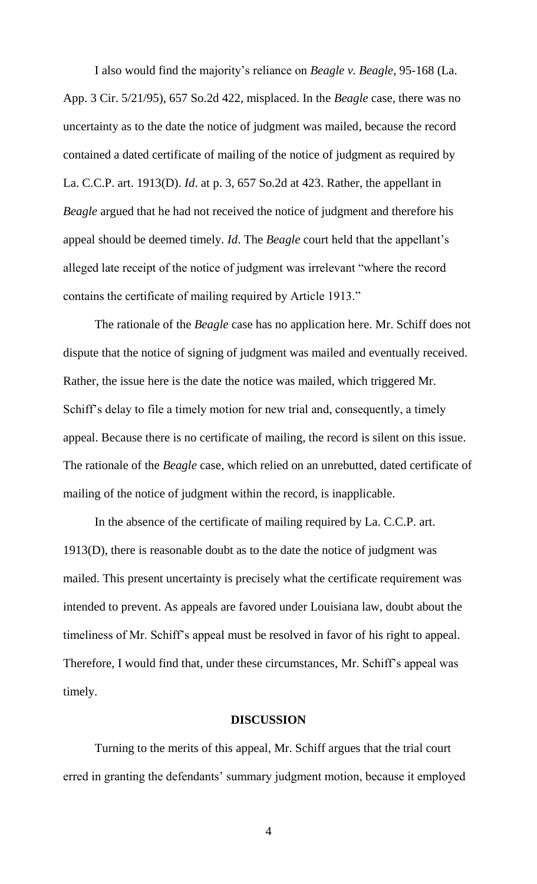I also would find the majority's reliance on *Beagle v. Beagle*, 95-168 (La. App. 3 Cir. 5/21/95), 657 So.2d 422, misplaced. In the *Beagle* case, there was no uncertainty as to the date the notice of judgment was mailed, because the record contained a dated certificate of mailing of the notice of judgment as required by La. C.C.P. art. 1913(D). *Id*. at p. 3, 657 So.2d at 423. Rather, the appellant in *Beagle* argued that he had not received the notice of judgment and therefore his appeal should be deemed timely. *Id*. The *Beagle* court held that the appellant's alleged late receipt of the notice of judgment was irrelevant "where the record contains the certificate of mailing required by Article 1913."

The rationale of the *Beagle* case has no application here. Mr. Schiff does not dispute that the notice of signing of judgment was mailed and eventually received. Rather, the issue here is the date the notice was mailed, which triggered Mr. Schiff's delay to file a timely motion for new trial and, consequently, a timely appeal. Because there is no certificate of mailing, the record is silent on this issue. The rationale of the *Beagle* case, which relied on an unrebutted, dated certificate of mailing of the notice of judgment within the record, is inapplicable.

In the absence of the certificate of mailing required by La. C.C.P. art. 1913(D), there is reasonable doubt as to the date the notice of judgment was mailed. This present uncertainty is precisely what the certificate requirement was intended to prevent. As appeals are favored under Louisiana law, doubt about the timeliness of Mr. Schiff's appeal must be resolved in favor of his right to appeal. Therefore, I would find that, under these circumstances, Mr. Schiff's appeal was timely.

## DISCUSSION

Turning to the merits of this appeal, Mr. Schiff argues that the trial court erred in granting the defendants' summary judgment motion, because it employed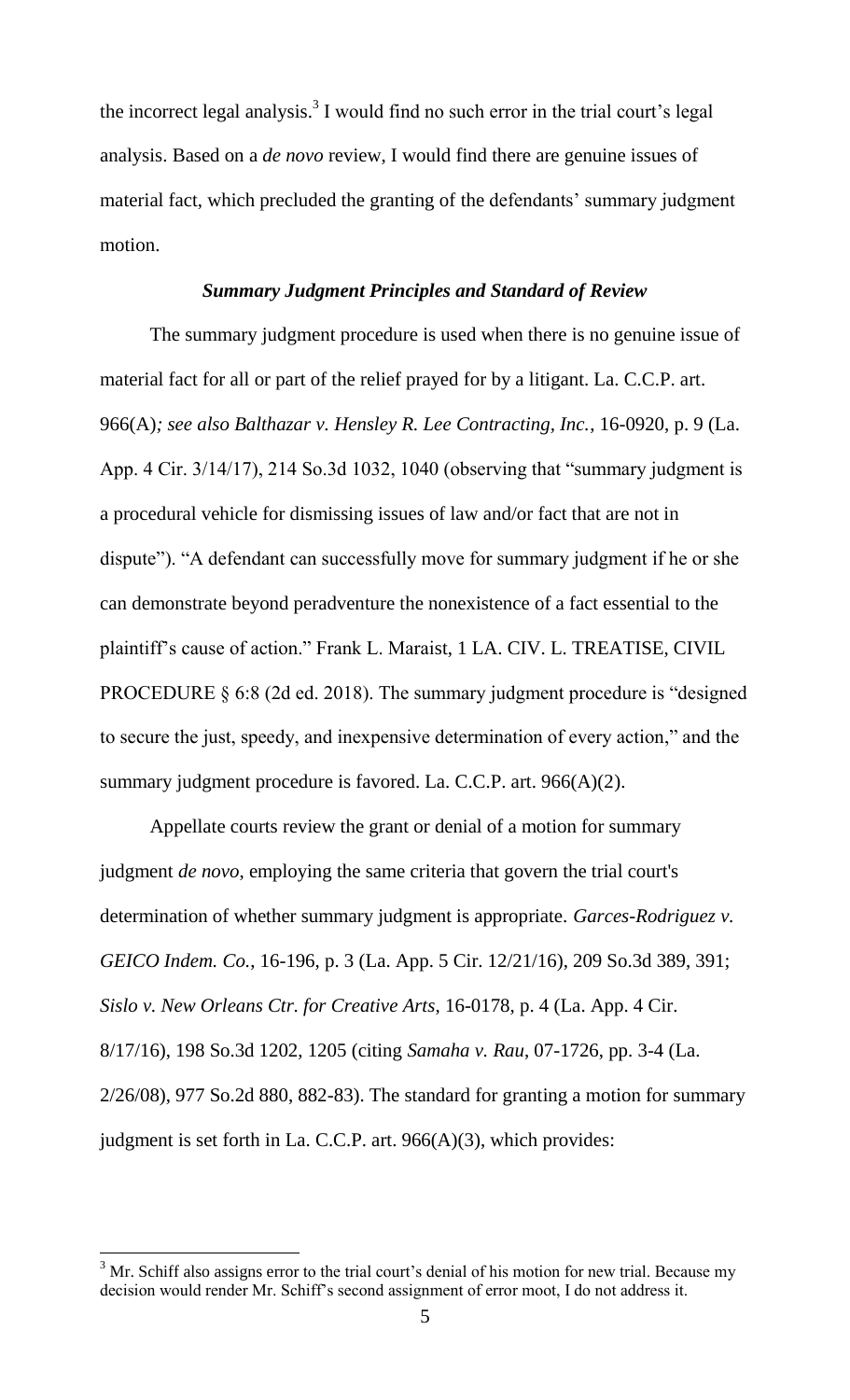the incorrect legal analysis.[3] I would find no such error in the trial court's legal analysis. Based on a *de novo* review, I would find there are genuine issues of material fact, which precluded the granting of the defendants' summary judgment motion.

### *Summary Judgment Principles and Standard of Review*

The summary judgment procedure is used when there is no genuine issue of material fact for all or part of the relief prayed for by a litigant. La. C.C.P. art. 966(A)*; see also Balthazar v. Hensley R. Lee Contracting, Inc.*, 16-0920, p. 9 (La. App. 4 Cir. 3/14/17), 214 So.3d 1032, 1040 (observing that "summary judgment is a procedural vehicle for dismissing issues of law and/or fact that are not in dispute"). "A defendant can successfully move for summary judgment if he or she can demonstrate beyond peradventure the nonexistence of a fact essential to the plaintiff's cause of action." Frank L. Maraist, 1 LA. CIV. L. TREATISE, CIVIL PROCEDURE § 6:8 (2d ed. 2018). The summary judgment procedure is "designed to secure the just, speedy, and inexpensive determination of every action," and the summary judgment procedure is favored. La. C.C.P. art. 966(A)(2).

Appellate courts review the grant or denial of a motion for summary judgment *de novo*, employing the same criteria that govern the trial court's determination of whether summary judgment is appropriate. *Garces-Rodriguez v. GEICO Indem. Co.*, 16-196, p. 3 (La. App. 5 Cir. 12/21/16), 209 So.3d 389, 391; *Sislo v. New Orleans Ctr. for Creative Arts*, 16-0178, p. 4 (La. App. 4 Cir. 8/17/16), 198 So.3d 1202, 1205 (citing *Samaha v. Rau*, 07-1726, pp. 3-4 (La. 2/26/08), 977 So.2d 880, 882-83). The standard for granting a motion for summary judgment is set forth in La. C.C.P. art. 966(A)(3), which provides:

---

[3] Mr. Schiff also assigns error to the trial court's denial of his motion for new trial. Because my decision would render Mr. Schiff's second assignment of error moot, I do not address it.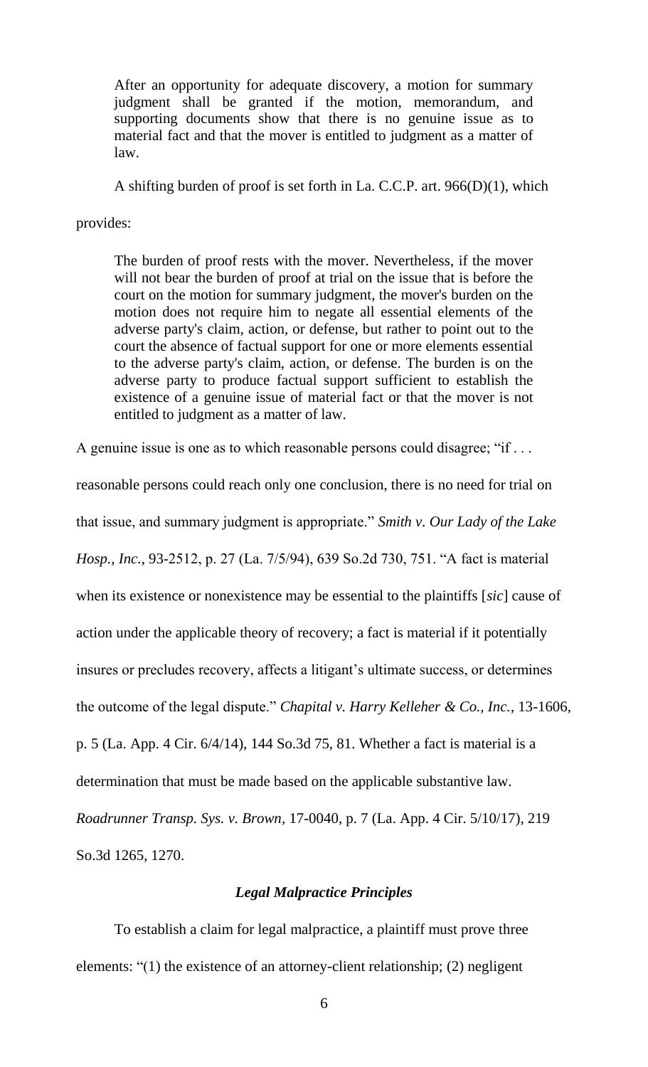> After an opportunity for adequate discovery, a motion for summary judgment shall be granted if the motion, memorandum, and supporting documents show that there is no genuine issue as to material fact and that the mover is entitled to judgment as a matter of law.

A shifting burden of proof is set forth in La. C.C.P. art. 966(D)(1), which provides:

> The burden of proof rests with the mover. Nevertheless, if the mover will not bear the burden of proof at trial on the issue that is before the court on the motion for summary judgment, the mover's burden on the motion does not require him to negate all essential elements of the adverse party's claim, action, or defense, but rather to point out to the court the absence of factual support for one or more elements essential to the adverse party's claim, action, or defense. The burden is on the adverse party to produce factual support sufficient to establish the existence of a genuine issue of material fact or that the mover is not entitled to judgment as a matter of law.

A genuine issue is one as to which reasonable persons could disagree; "if . . . reasonable persons could reach only one conclusion, there is no need for trial on that issue, and summary judgment is appropriate." *Smith v. Our Lady of the Lake Hosp., Inc.*, 93-2512, p. 27 (La. 7/5/94), 639 So.2d 730, 751. "A fact is material when its existence or nonexistence may be essential to the plaintiffs [*sic*] cause of action under the applicable theory of recovery; a fact is material if it potentially insures or precludes recovery, affects a litigant's ultimate success, or determines the outcome of the legal dispute." *Chapital v. Harry Kelleher & Co., Inc.*, 13-1606, p. 5 (La. App. 4 Cir. 6/4/14), 144 So.3d 75, 81. Whether a fact is material is a determination that must be made based on the applicable substantive law. *Roadrunner Transp. Sys. v. Brown*, 17-0040, p. 7 (La. App. 4 Cir. 5/10/17), 219 So.3d 1265, 1270.

### *Legal Malpractice Principles*

To establish a claim for legal malpractice, a plaintiff must prove three elements: "(1) the existence of an attorney-client relationship; (2) negligent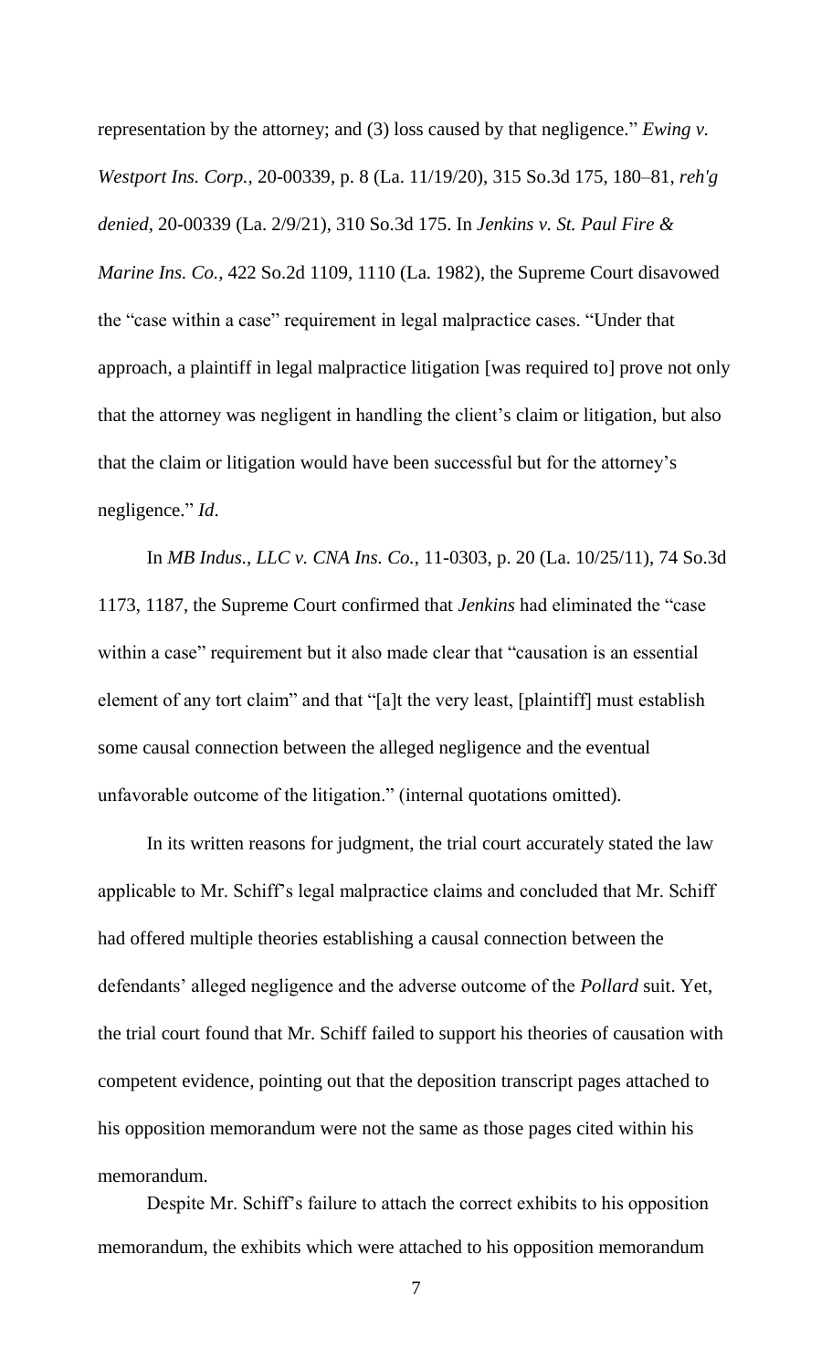representation by the attorney; and (3) loss caused by that negligence." *Ewing v. Westport Ins. Corp.*, 20-00339, p. 8 (La. 11/19/20), 315 So.3d 175, 180–81, *reh'g denied*, 20-00339 (La. 2/9/21), 310 So.3d 175. In *Jenkins v. St. Paul Fire & Marine Ins. Co.*, 422 So.2d 1109, 1110 (La. 1982), the Supreme Court disavowed the "case within a case" requirement in legal malpractice cases. "Under that approach, a plaintiff in legal malpractice litigation [was required to] prove not only that the attorney was negligent in handling the client's claim or litigation, but also that the claim or litigation would have been successful but for the attorney's negligence." *Id*.

In *MB Indus., LLC v. CNA Ins. Co.*, 11-0303, p. 20 (La. 10/25/11), 74 So.3d 1173, 1187, the Supreme Court confirmed that *Jenkins* had eliminated the "case within a case" requirement but it also made clear that "causation is an essential element of any tort claim" and that "[a]t the very least, [plaintiff] must establish some causal connection between the alleged negligence and the eventual unfavorable outcome of the litigation." (internal quotations omitted).

In its written reasons for judgment, the trial court accurately stated the law applicable to Mr. Schiff's legal malpractice claims and concluded that Mr. Schiff had offered multiple theories establishing a causal connection between the defendants' alleged negligence and the adverse outcome of the *Pollard* suit. Yet, the trial court found that Mr. Schiff failed to support his theories of causation with competent evidence, pointing out that the deposition transcript pages attached to his opposition memorandum were not the same as those pages cited within his memorandum.

Despite Mr. Schiff's failure to attach the correct exhibits to his opposition memorandum, the exhibits which were attached to his opposition memorandum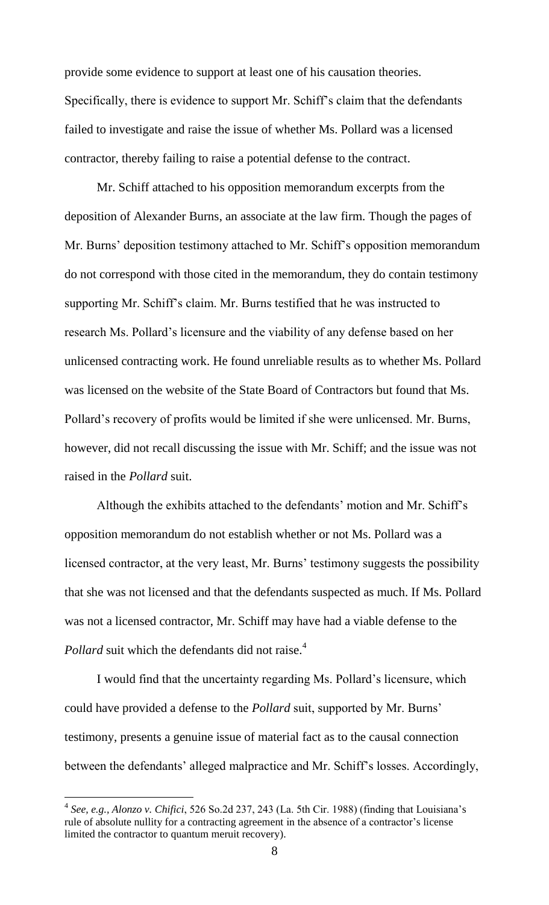provide some evidence to support at least one of his causation theories. Specifically, there is evidence to support Mr. Schiff's claim that the defendants failed to investigate and raise the issue of whether Ms. Pollard was a licensed contractor, thereby failing to raise a potential defense to the contract.

Mr. Schiff attached to his opposition memorandum excerpts from the deposition of Alexander Burns, an associate at the law firm. Though the pages of Mr. Burns' deposition testimony attached to Mr. Schiff's opposition memorandum do not correspond with those cited in the memorandum, they do contain testimony supporting Mr. Schiff's claim. Mr. Burns testified that he was instructed to research Ms. Pollard's licensure and the viability of any defense based on her unlicensed contracting work. He found unreliable results as to whether Ms. Pollard was licensed on the website of the State Board of Contractors but found that Ms. Pollard's recovery of profits would be limited if she were unlicensed. Mr. Burns, however, did not recall discussing the issue with Mr. Schiff; and the issue was not raised in the *Pollard* suit.

Although the exhibits attached to the defendants' motion and Mr. Schiff's opposition memorandum do not establish whether or not Ms. Pollard was a licensed contractor, at the very least, Mr. Burns' testimony suggests the possibility that she was not licensed and that the defendants suspected as much. If Ms. Pollard was not a licensed contractor, Mr. Schiff may have had a viable defense to the *Pollard* suit which the defendants did not raise.[4]

I would find that the uncertainty regarding Ms. Pollard's licensure, which could have provided a defense to the *Pollard* suit, supported by Mr. Burns' testimony, presents a genuine issue of material fact as to the causal connection between the defendants' alleged malpractice and Mr. Schiff's losses. Accordingly,

---

[4] *See, e.g., Alonzo v. Chifici*, 526 So.2d 237, 243 (La. 5th Cir. 1988) (finding that Louisiana's rule of absolute nullity for a contracting agreement in the absence of a contractor's license limited the contractor to quantum meruit recovery).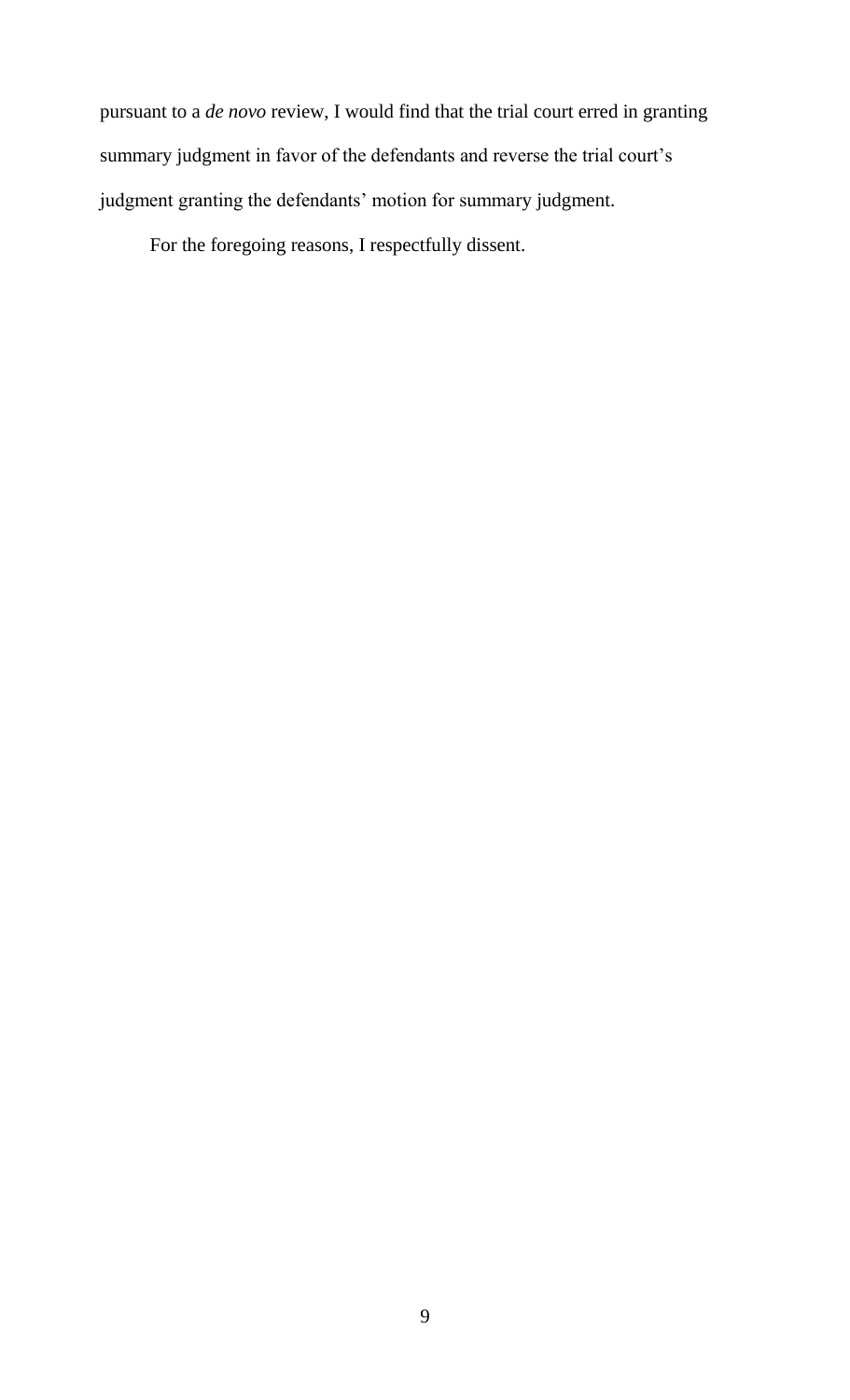pursuant to a *de novo* review, I would find that the trial court erred in granting summary judgment in favor of the defendants and reverse the trial court's judgment granting the defendants' motion for summary judgment.

For the foregoing reasons, I respectfully dissent.